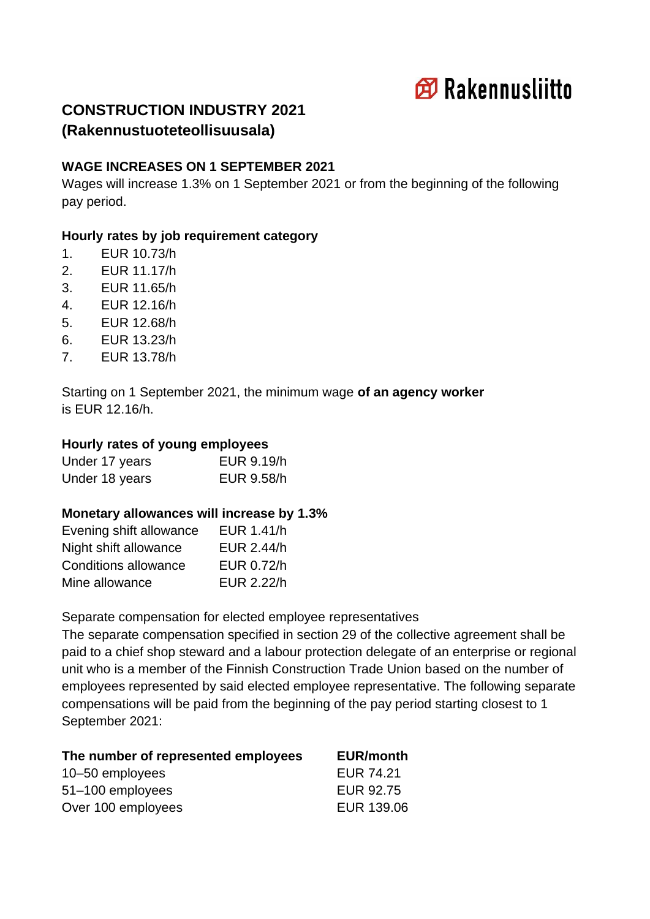Rakennusliitto

# CONSTRUCTION INDUSTRY 2021 (Rakennustuoteteollisuusala)

## WAGE INCREASES ON 1 SEPTEMBER 2021

Wages will increase 1.3% on 1 September 2021 or from the beginning of the following pay period.

### Hourly rates by job requirement category

1. EUR 10.73/h
2. EUR 11.17/h
3. EUR 11.65/h
4. EUR 12.16/h
5. EUR 12.68/h
6. EUR 13.23/h
7. EUR 13.78/h

Starting on 1 September 2021, the minimum wage **of an agency worker** is EUR 12.16/h.

### Hourly rates of young employees

| | |
|---|---|
| Under 17 years | EUR 9.19/h |
| Under 18 years | EUR 9.58/h |

### Monetary allowances will increase by 1.3%

| | |
|---|---|
| Evening shift allowance | EUR 1.41/h |
| Night shift allowance | EUR 2.44/h |
| Conditions allowance | EUR 0.72/h |
| Mine allowance | EUR 2.22/h |

Separate compensation for elected employee representatives

The separate compensation specified in section 29 of the collective agreement shall be paid to a chief shop steward and a labour protection delegate of an enterprise or regional unit who is a member of the Finnish Construction Trade Union based on the number of employees represented by said elected employee representative. The following separate compensations will be paid from the beginning of the pay period starting closest to 1 September 2021:

| The number of represented employees | EUR/month |
|---|---|
| 10–50 employees | EUR 74.21 |
| 51–100 employees | EUR 92.75 |
| Over 100 employees | EUR 139.06 |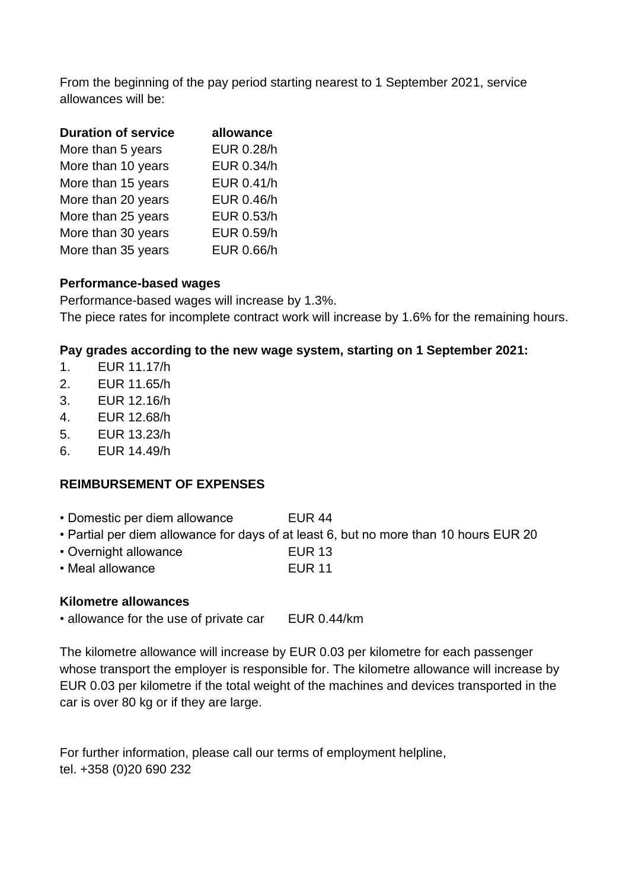From the beginning of the pay period starting nearest to 1 September 2021, service allowances will be:

| **Duration of service** | **allowance** |
|---|---|
| More than 5 years | EUR 0.28/h |
| More than 10 years | EUR 0.34/h |
| More than 15 years | EUR 0.41/h |
| More than 20 years | EUR 0.46/h |
| More than 25 years | EUR 0.53/h |
| More than 30 years | EUR 0.59/h |
| More than 35 years | EUR 0.66/h |

**Performance-based wages**

Performance-based wages will increase by 1.3%.
The piece rates for incomplete contract work will increase by 1.6% for the remaining hours.

**Pay grades according to the new wage system, starting on 1 September 2021:**

1. EUR 11.17/h
2. EUR 11.65/h
3. EUR 12.16/h
4. EUR 12.68/h
5. EUR 13.23/h
6. EUR 14.49/h

**REIMBURSEMENT OF EXPENSES**

- Domestic per diem allowance EUR 44
- Partial per diem allowance for days of at least 6, but no more than 10 hours EUR 20
- Overnight allowance EUR 13
- Meal allowance EUR 11

**Kilometre allowances**

- allowance for the use of private car EUR 0.44/km

The kilometre allowance will increase by EUR 0.03 per kilometre for each passenger whose transport the employer is responsible for. The kilometre allowance will increase by EUR 0.03 per kilometre if the total weight of the machines and devices transported in the car is over 80 kg or if they are large.

For further information, please call our terms of employment helpline,
tel. +358 (0)20 690 232